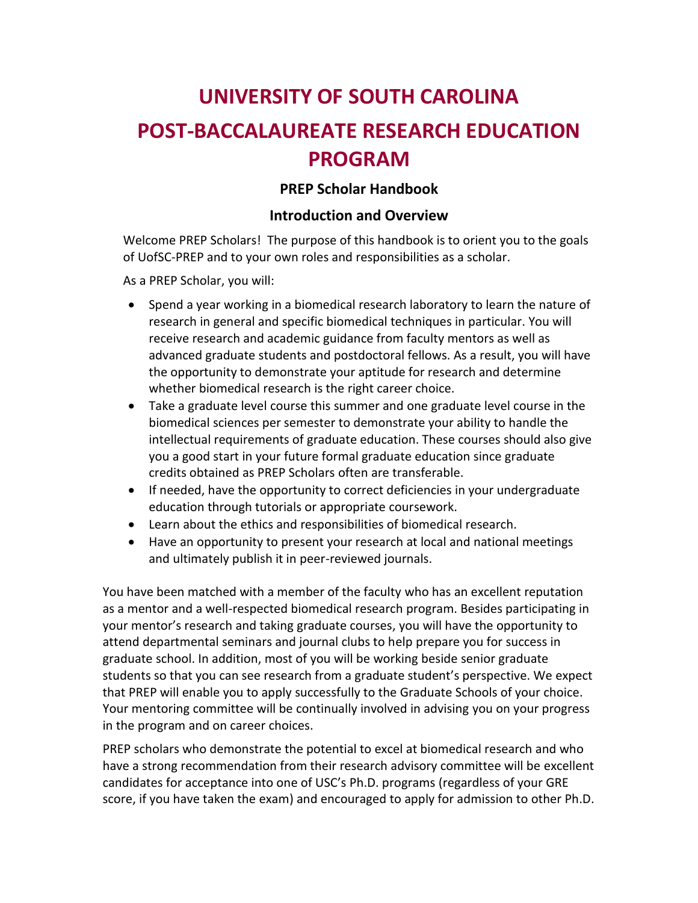# UNIVERSITY OF SOUTH CAROLINA

# POST-BACCALAUREATE RESEARCH EDUCATION PROGRAM

### PREP Scholar Handbook

### Introduction and Overview

Welcome PREP Scholars! The purpose of this handbook is to orient you to the goals of UofSC-PREP and to your own roles and responsibilities as a scholar.

As a PREP Scholar, you will:

- Spend a year working in a biomedical research laboratory to learn the nature of research in general and specific biomedical techniques in particular. You will receive research and academic guidance from faculty mentors as well as advanced graduate students and postdoctoral fellows. As a result, you will have the opportunity to demonstrate your aptitude for research and determine whether biomedical research is the right career choice.
- Take a graduate level course this summer and one graduate level course in the biomedical sciences per semester to demonstrate your ability to handle the intellectual requirements of graduate education. These courses should also give you a good start in your future formal graduate education since graduate credits obtained as PREP Scholars often are transferable.
- If needed, have the opportunity to correct deficiencies in your undergraduate education through tutorials or appropriate coursework.
- Learn about the ethics and responsibilities of biomedical research.
- Have an opportunity to present your research at local and national meetings and ultimately publish it in peer-reviewed journals.

You have been matched with a member of the faculty who has an excellent reputation as a mentor and a well-respected biomedical research program. Besides participating in your mentor's research and taking graduate courses, you will have the opportunity to attend departmental seminars and journal clubs to help prepare you for success in graduate school. In addition, most of you will be working beside senior graduate students so that you can see research from a graduate student's perspective. We expect that PREP will enable you to apply successfully to the Graduate Schools of your choice. Your mentoring committee will be continually involved in advising you on your progress in the program and on career choices.

PREP scholars who demonstrate the potential to excel at biomedical research and who have a strong recommendation from their research advisory committee will be excellent candidates for acceptance into one of USC's Ph.D. programs (regardless of your GRE score, if you have taken the exam) and encouraged to apply for admission to other Ph.D.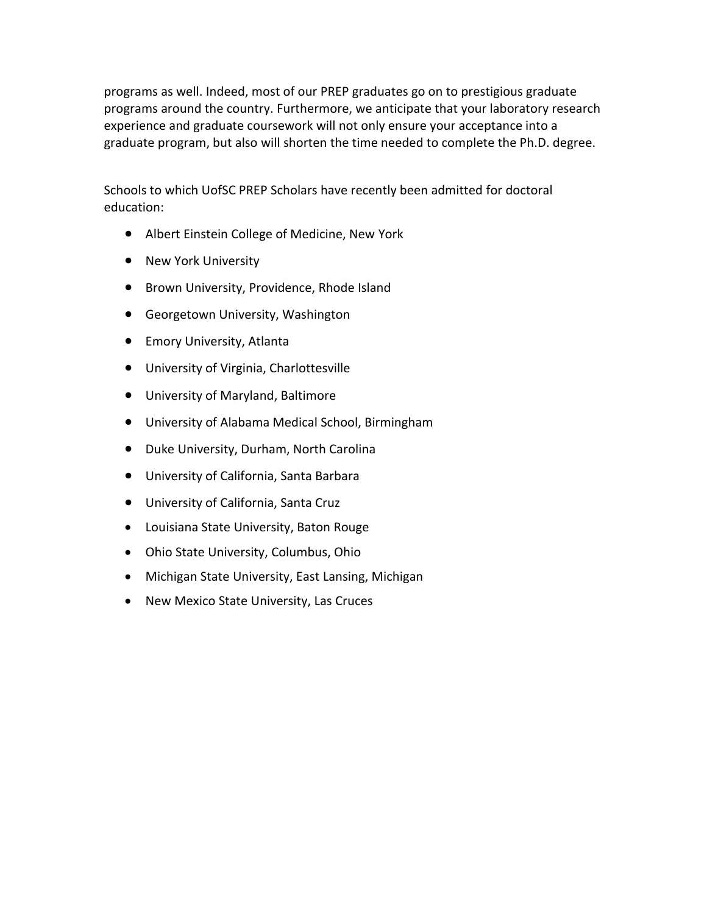programs as well. Indeed, most of our PREP graduates go on to prestigious graduate programs around the country. Furthermore, we anticipate that your laboratory research experience and graduate coursework will not only ensure your acceptance into a graduate program, but also will shorten the time needed to complete the Ph.D. degree.

Schools to which UofSC PREP Scholars have recently been admitted for doctoral education:

- Albert Einstein College of Medicine, New York
- New York University
- Brown University, Providence, Rhode Island
- Georgetown University, Washington
- Emory University, Atlanta
- University of Virginia, Charlottesville
- University of Maryland, Baltimore
- University of Alabama Medical School, Birmingham
- Duke University, Durham, North Carolina
- University of California, Santa Barbara
- University of California, Santa Cruz
- Louisiana State University, Baton Rouge
- Ohio State University, Columbus, Ohio
- Michigan State University, East Lansing, Michigan
- New Mexico State University, Las Cruces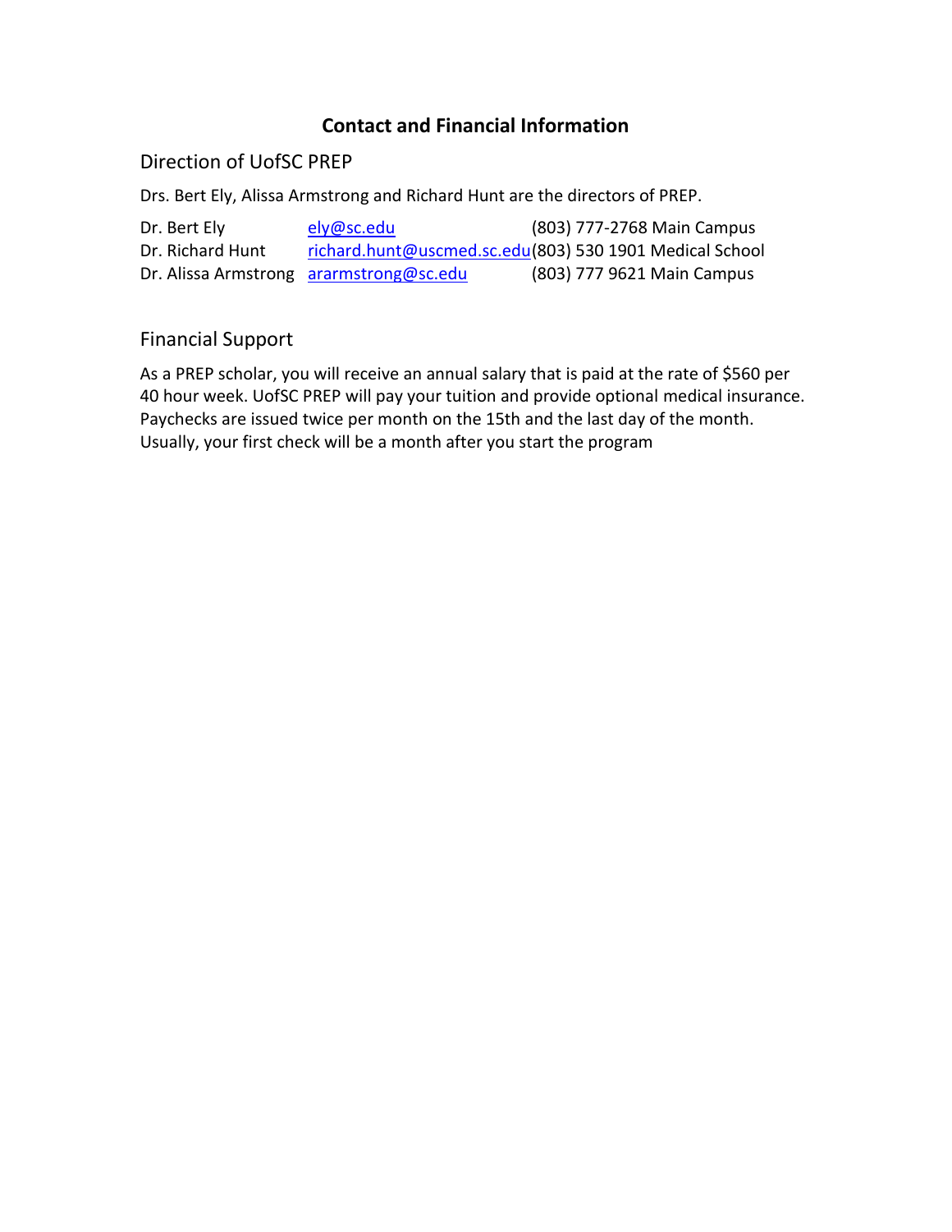# Contact and Financial Information

## Direction of UofSC PREP

Drs. Bert Ely, Alissa Armstrong and Richard Hunt are the directors of PREP.

| | | |
|---|---|---|
| Dr. Bert Ely | ely@sc.edu | (803) 777-2768 Main Campus |
| Dr. Richard Hunt | richard.hunt@uscmed.sc.edu | (803) 530 1901 Medical School |
| Dr. Alissa Armstrong | ararmstrong@sc.edu | (803) 777 9621 Main Campus |

## Financial Support

As a PREP scholar, you will receive an annual salary that is paid at the rate of $560 per 40 hour week. UofSC PREP will pay your tuition and provide optional medical insurance. Paychecks are issued twice per month on the 15th and the last day of the month. Usually, your first check will be a month after you start the program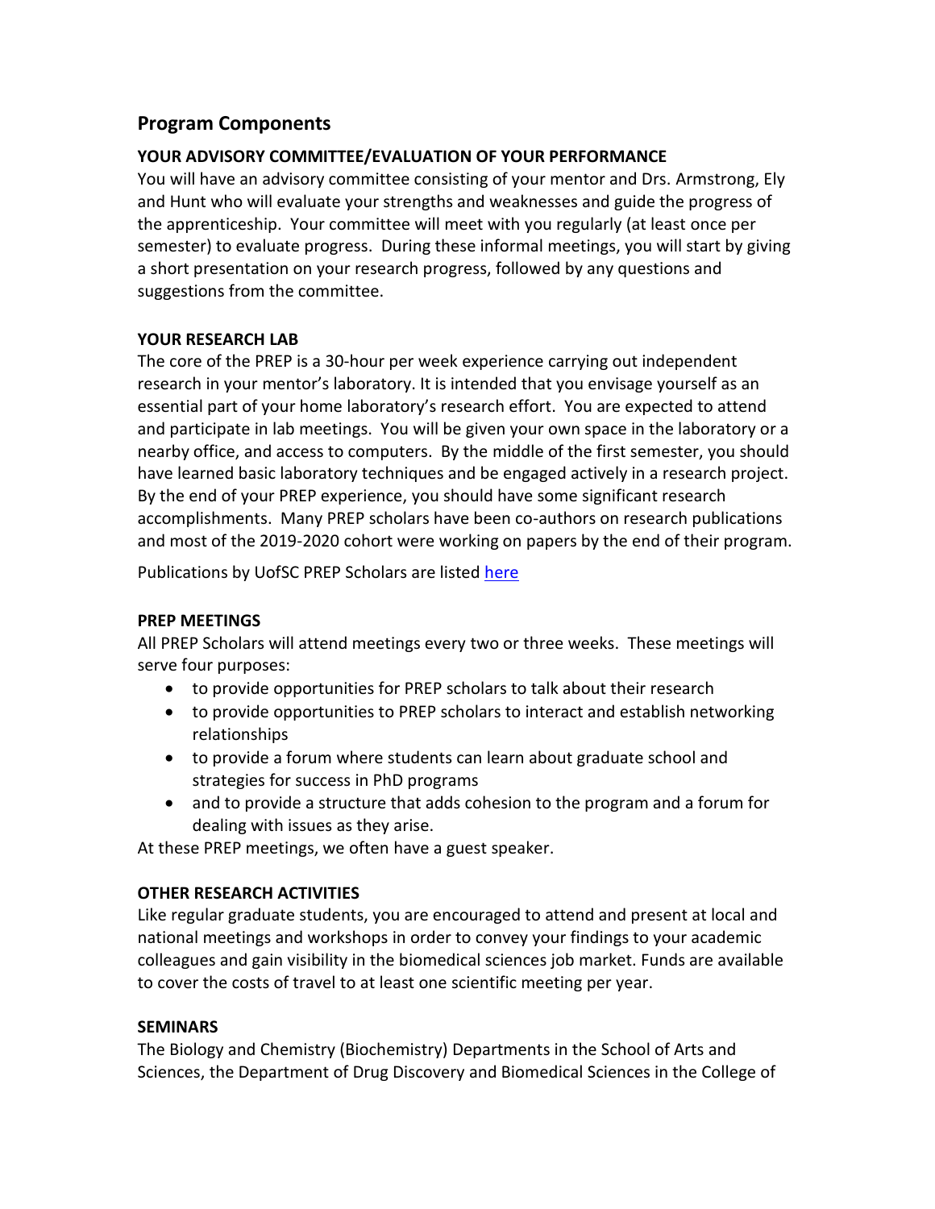## Program Components

### YOUR ADVISORY COMMITTEE/EVALUATION OF YOUR PERFORMANCE

You will have an advisory committee consisting of your mentor and Drs. Armstrong, Ely and Hunt who will evaluate your strengths and weaknesses and guide the progress of the apprenticeship. Your committee will meet with you regularly (at least once per semester) to evaluate progress. During these informal meetings, you will start by giving a short presentation on your research progress, followed by any questions and suggestions from the committee.

### YOUR RESEARCH LAB

The core of the PREP is a 30-hour per week experience carrying out independent research in your mentor's laboratory. It is intended that you envisage yourself as an essential part of your home laboratory's research effort. You are expected to attend and participate in lab meetings. You will be given your own space in the laboratory or a nearby office, and access to computers. By the middle of the first semester, you should have learned basic laboratory techniques and be engaged actively in a research project. By the end of your PREP experience, you should have some significant research accomplishments. Many PREP scholars have been co-authors on research publications and most of the 2019-2020 cohort were working on papers by the end of their program.

Publications by UofSC PREP Scholars are listed here

### PREP MEETINGS

All PREP Scholars will attend meetings every two or three weeks. These meetings will serve four purposes:

- to provide opportunities for PREP scholars to talk about their research
- to provide opportunities to PREP scholars to interact and establish networking relationships
- to provide a forum where students can learn about graduate school and strategies for success in PhD programs
- and to provide a structure that adds cohesion to the program and a forum for dealing with issues as they arise.

At these PREP meetings, we often have a guest speaker.

### OTHER RESEARCH ACTIVITIES

Like regular graduate students, you are encouraged to attend and present at local and national meetings and workshops in order to convey your findings to your academic colleagues and gain visibility in the biomedical sciences job market. Funds are available to cover the costs of travel to at least one scientific meeting per year.

### SEMINARS

The Biology and Chemistry (Biochemistry) Departments in the School of Arts and Sciences, the Department of Drug Discovery and Biomedical Sciences in the College of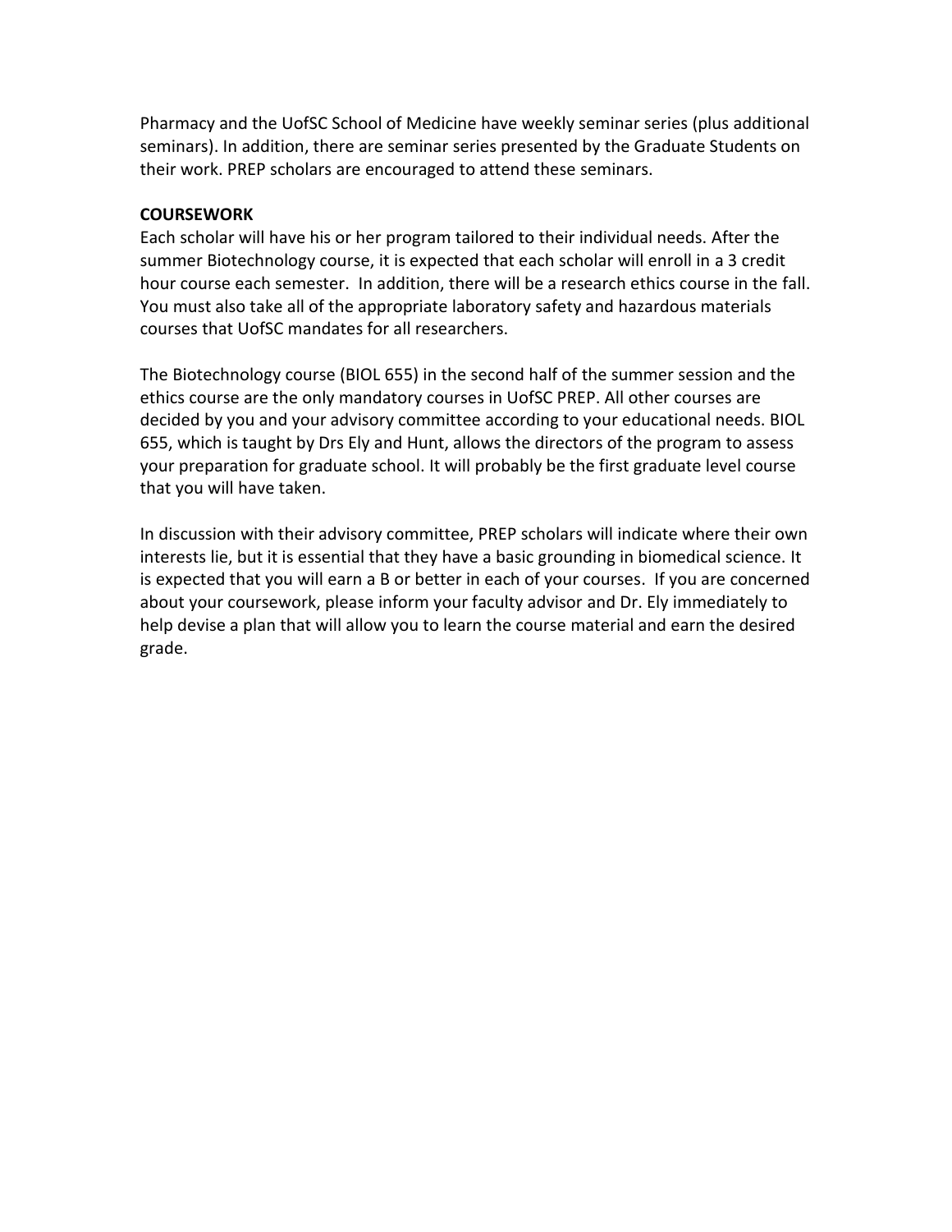Pharmacy and the UofSC School of Medicine have weekly seminar series (plus additional seminars). In addition, there are seminar series presented by the Graduate Students on their work. PREP scholars are encouraged to attend these seminars.

**COURSEWORK**

Each scholar will have his or her program tailored to their individual needs. After the summer Biotechnology course, it is expected that each scholar will enroll in a 3 credit hour course each semester. In addition, there will be a research ethics course in the fall. You must also take all of the appropriate laboratory safety and hazardous materials courses that UofSC mandates for all researchers.

The Biotechnology course (BIOL 655) in the second half of the summer session and the ethics course are the only mandatory courses in UofSC PREP. All other courses are decided by you and your advisory committee according to your educational needs. BIOL 655, which is taught by Drs Ely and Hunt, allows the directors of the program to assess your preparation for graduate school. It will probably be the first graduate level course that you will have taken.

In discussion with their advisory committee, PREP scholars will indicate where their own interests lie, but it is essential that they have a basic grounding in biomedical science. It is expected that you will earn a B or better in each of your courses. If you are concerned about your coursework, please inform your faculty advisor and Dr. Ely immediately to help devise a plan that will allow you to learn the course material and earn the desired grade.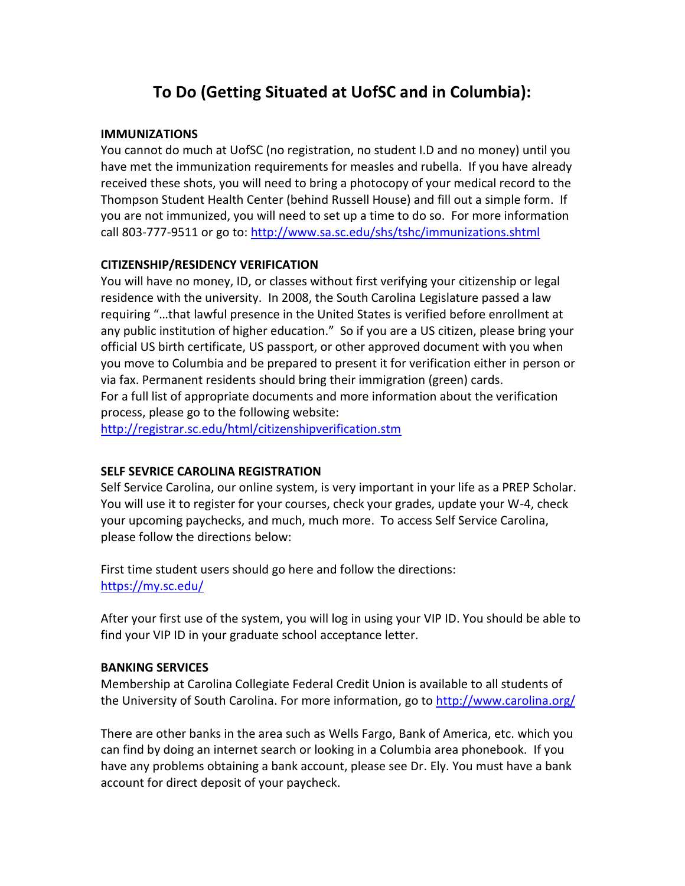# To Do (Getting Situated at UofSC and in Columbia):

**IMMUNIZATIONS**

You cannot do much at UofSC (no registration, no student I.D and no money) until you have met the immunization requirements for measles and rubella. If you have already received these shots, you will need to bring a photocopy of your medical record to the Thompson Student Health Center (behind Russell House) and fill out a simple form. If you are not immunized, you will need to set up a time to do so. For more information call 803-777-9511 or go to: [http://www.sa.sc.edu/shs/tshc/immunizations.shtml](http://www.sa.sc.edu/shs/tshc/immunizations.shtml)

**CITIZENSHIP/RESIDENCY VERIFICATION**

You will have no money, ID, or classes without first verifying your citizenship or legal residence with the university. In 2008, the South Carolina Legislature passed a law requiring "…that lawful presence in the United States is verified before enrollment at any public institution of higher education." So if you are a US citizen, please bring your official US birth certificate, US passport, or other approved document with you when you move to Columbia and be prepared to present it for verification either in person or via fax. Permanent residents should bring their immigration (green) cards.
For a full list of appropriate documents and more information about the verification process, please go to the following website:
[http://registrar.sc.edu/html/citizenshipverification.stm](http://registrar.sc.edu/html/citizenshipverification.stm)

**SELF SEVRICE CAROLINA REGISTRATION**

Self Service Carolina, our online system, is very important in your life as a PREP Scholar. You will use it to register for your courses, check your grades, update your W-4, check your upcoming paychecks, and much, much more. To access Self Service Carolina, please follow the directions below:

First time student users should go here and follow the directions:
[https://my.sc.edu/](https://my.sc.edu/)

After your first use of the system, you will log in using your VIP ID. You should be able to find your VIP ID in your graduate school acceptance letter.

**BANKING SERVICES**

Membership at Carolina Collegiate Federal Credit Union is available to all students of the University of South Carolina. For more information, go to [http://www.carolina.org/](http://www.carolina.org/)

There are other banks in the area such as Wells Fargo, Bank of America, etc. which you can find by doing an internet search or looking in a Columbia area phonebook. If you have any problems obtaining a bank account, please see Dr. Ely. You must have a bank account for direct deposit of your paycheck.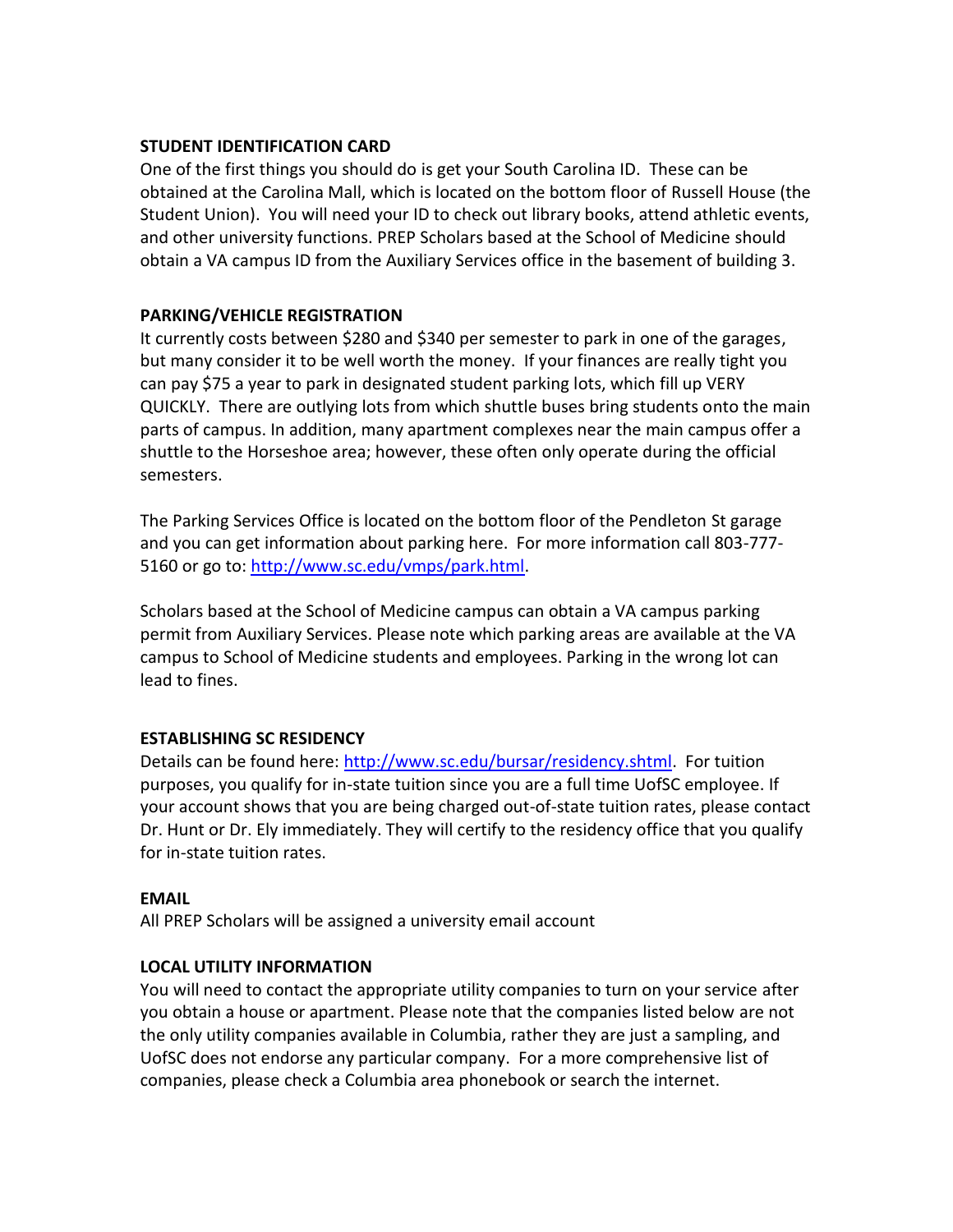**STUDENT IDENTIFICATION CARD**

One of the first things you should do is get your South Carolina ID. These can be obtained at the Carolina Mall, which is located on the bottom floor of Russell House (the Student Union). You will need your ID to check out library books, attend athletic events, and other university functions. PREP Scholars based at the School of Medicine should obtain a VA campus ID from the Auxiliary Services office in the basement of building 3.

**PARKING/VEHICLE REGISTRATION**

It currently costs between $280 and $340 per semester to park in one of the garages, but many consider it to be well worth the money. If your finances are really tight you can pay $75 a year to park in designated student parking lots, which fill up VERY QUICKLY. There are outlying lots from which shuttle buses bring students onto the main parts of campus. In addition, many apartment complexes near the main campus offer a shuttle to the Horseshoe area; however, these often only operate during the official semesters.

The Parking Services Office is located on the bottom floor of the Pendleton St garage and you can get information about parking here. For more information call 803-777-5160 or go to: [http://www.sc.edu/vmps/park.html](http://www.sc.edu/vmps/park.html).

Scholars based at the School of Medicine campus can obtain a VA campus parking permit from Auxiliary Services. Please note which parking areas are available at the VA campus to School of Medicine students and employees. Parking in the wrong lot can lead to fines.

**ESTABLISHING SC RESIDENCY**

Details can be found here: [http://www.sc.edu/bursar/residency.shtml](http://www.sc.edu/bursar/residency.shtml). For tuition purposes, you qualify for in-state tuition since you are a full time UofSC employee. If your account shows that you are being charged out-of-state tuition rates, please contact Dr. Hunt or Dr. Ely immediately. They will certify to the residency office that you qualify for in-state tuition rates.

**EMAIL**

All PREP Scholars will be assigned a university email account

**LOCAL UTILITY INFORMATION**

You will need to contact the appropriate utility companies to turn on your service after you obtain a house or apartment. Please note that the companies listed below are not the only utility companies available in Columbia, rather they are just a sampling, and UofSC does not endorse any particular company. For a more comprehensive list of companies, please check a Columbia area phonebook or search the internet.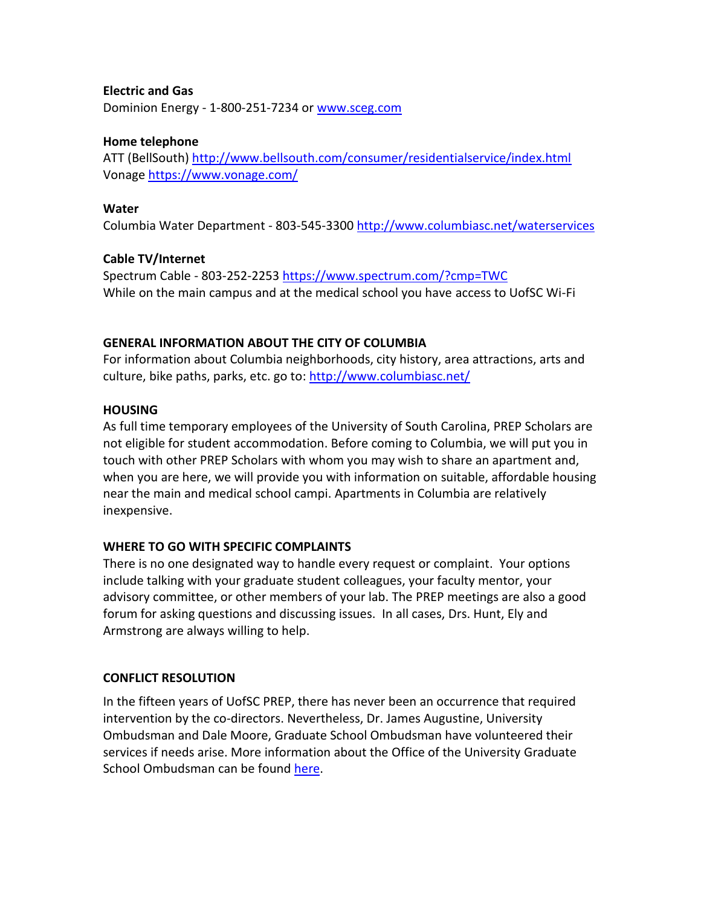**Electric and Gas**
Dominion Energy - 1-800-251-7234 or [www.sceg.com](http://www.sceg.com)

**Home telephone**
ATT (BellSouth) [http://www.bellsouth.com/consumer/residentialservice/index.html](http://www.bellsouth.com/consumer/residentialservice/index.html)
Vonage [https://www.vonage.com/](https://www.vonage.com/)

**Water**
Columbia Water Department - 803-545-3300 [http://www.columbiasc.net/waterservices](http://www.columbiasc.net/waterservices)

**Cable TV/Internet**
Spectrum Cable - 803-252-2253 [https://www.spectrum.com/?cmp=TWC](https://www.spectrum.com/?cmp=TWC)
While on the main campus and at the medical school you have access to UofSC Wi-Fi

## GENERAL INFORMATION ABOUT THE CITY OF COLUMBIA

For information about Columbia neighborhoods, city history, area attractions, arts and culture, bike paths, parks, etc. go to: [http://www.columbiasc.net/](http://www.columbiasc.net/)

## HOUSING

As full time temporary employees of the University of South Carolina, PREP Scholars are not eligible for student accommodation. Before coming to Columbia, we will put you in touch with other PREP Scholars with whom you may wish to share an apartment and, when you are here, we will provide you with information on suitable, affordable housing near the main and medical school campi. Apartments in Columbia are relatively inexpensive.

## WHERE TO GO WITH SPECIFIC COMPLAINTS

There is no one designated way to handle every request or complaint. Your options include talking with your graduate student colleagues, your faculty mentor, your advisory committee, or other members of your lab. The PREP meetings are also a good forum for asking questions and discussing issues. In all cases, Drs. Hunt, Ely and Armstrong are always willing to help.

## CONFLICT RESOLUTION

In the fifteen years of UofSC PREP, there has never been an occurrence that required intervention by the co-directors. Nevertheless, Dr. James Augustine, University Ombudsman and Dale Moore, Graduate School Ombudsman have volunteered their services if needs arise. More information about the Office of the University Graduate School Ombudsman can be found here.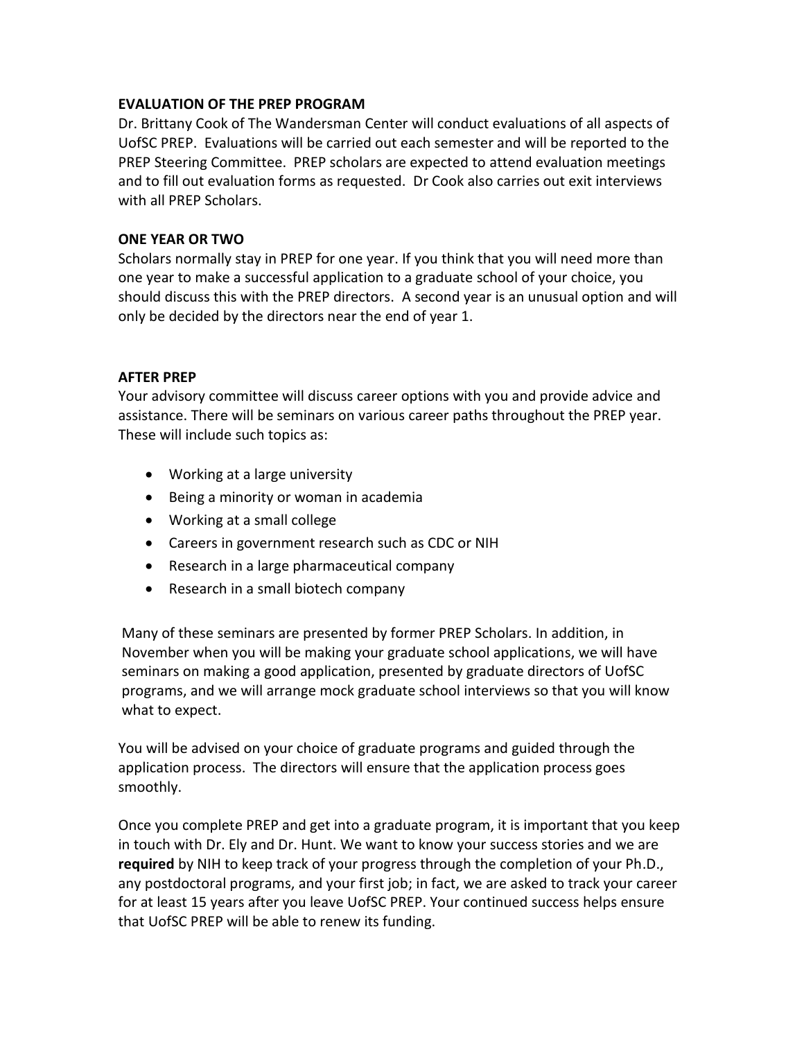## EVALUATION OF THE PREP PROGRAM

Dr. Brittany Cook of The Wandersman Center will conduct evaluations of all aspects of UofSC PREP. Evaluations will be carried out each semester and will be reported to the PREP Steering Committee. PREP scholars are expected to attend evaluation meetings and to fill out evaluation forms as requested. Dr Cook also carries out exit interviews with all PREP Scholars.

## ONE YEAR OR TWO

Scholars normally stay in PREP for one year. If you think that you will need more than one year to make a successful application to a graduate school of your choice, you should discuss this with the PREP directors. A second year is an unusual option and will only be decided by the directors near the end of year 1.

## AFTER PREP

Your advisory committee will discuss career options with you and provide advice and assistance. There will be seminars on various career paths throughout the PREP year. These will include such topics as:

- Working at a large university
- Being a minority or woman in academia
- Working at a small college
- Careers in government research such as CDC or NIH
- Research in a large pharmaceutical company
- Research in a small biotech company

Many of these seminars are presented by former PREP Scholars. In addition, in November when you will be making your graduate school applications, we will have seminars on making a good application, presented by graduate directors of UofSC programs, and we will arrange mock graduate school interviews so that you will know what to expect.

You will be advised on your choice of graduate programs and guided through the application process. The directors will ensure that the application process goes smoothly.

Once you complete PREP and get into a graduate program, it is important that you keep in touch with Dr. Ely and Dr. Hunt. We want to know your success stories and we are **required** by NIH to keep track of your progress through the completion of your Ph.D., any postdoctoral programs, and your first job; in fact, we are asked to track your career for at least 15 years after you leave UofSC PREP. Your continued success helps ensure that UofSC PREP will be able to renew its funding.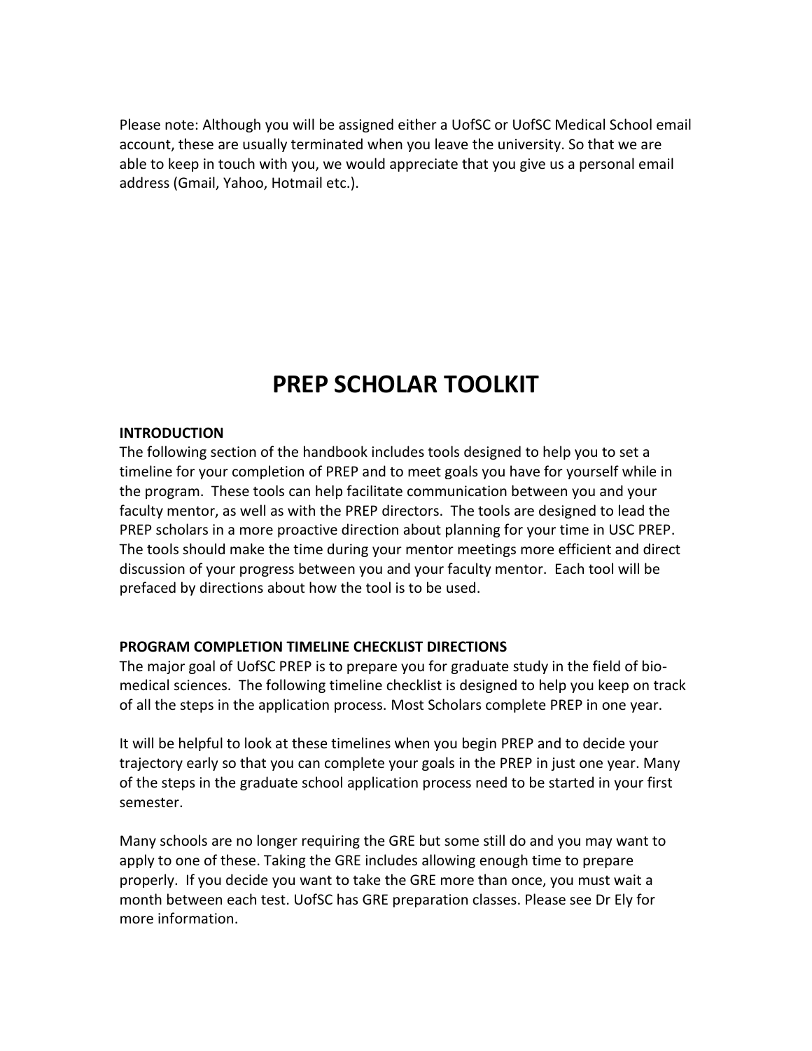Please note: Although you will be assigned either a UofSC or UofSC Medical School email account, these are usually terminated when you leave the university. So that we are able to keep in touch with you, we would appreciate that you give us a personal email address (Gmail, Yahoo, Hotmail etc.).

# PREP SCHOLAR TOOLKIT

**INTRODUCTION**

The following section of the handbook includes tools designed to help you to set a timeline for your completion of PREP and to meet goals you have for yourself while in the program. These tools can help facilitate communication between you and your faculty mentor, as well as with the PREP directors. The tools are designed to lead the PREP scholars in a more proactive direction about planning for your time in USC PREP. The tools should make the time during your mentor meetings more efficient and direct discussion of your progress between you and your faculty mentor. Each tool will be prefaced by directions about how the tool is to be used.

**PROGRAM COMPLETION TIMELINE CHECKLIST DIRECTIONS**

The major goal of UofSC PREP is to prepare you for graduate study in the field of bio-medical sciences. The following timeline checklist is designed to help you keep on track of all the steps in the application process. Most Scholars complete PREP in one year.

It will be helpful to look at these timelines when you begin PREP and to decide your trajectory early so that you can complete your goals in the PREP in just one year. Many of the steps in the graduate school application process need to be started in your first semester.

Many schools are no longer requiring the GRE but some still do and you may want to apply to one of these. Taking the GRE includes allowing enough time to prepare properly. If you decide you want to take the GRE more than once, you must wait a month between each test. UofSC has GRE preparation classes. Please see Dr Ely for more information.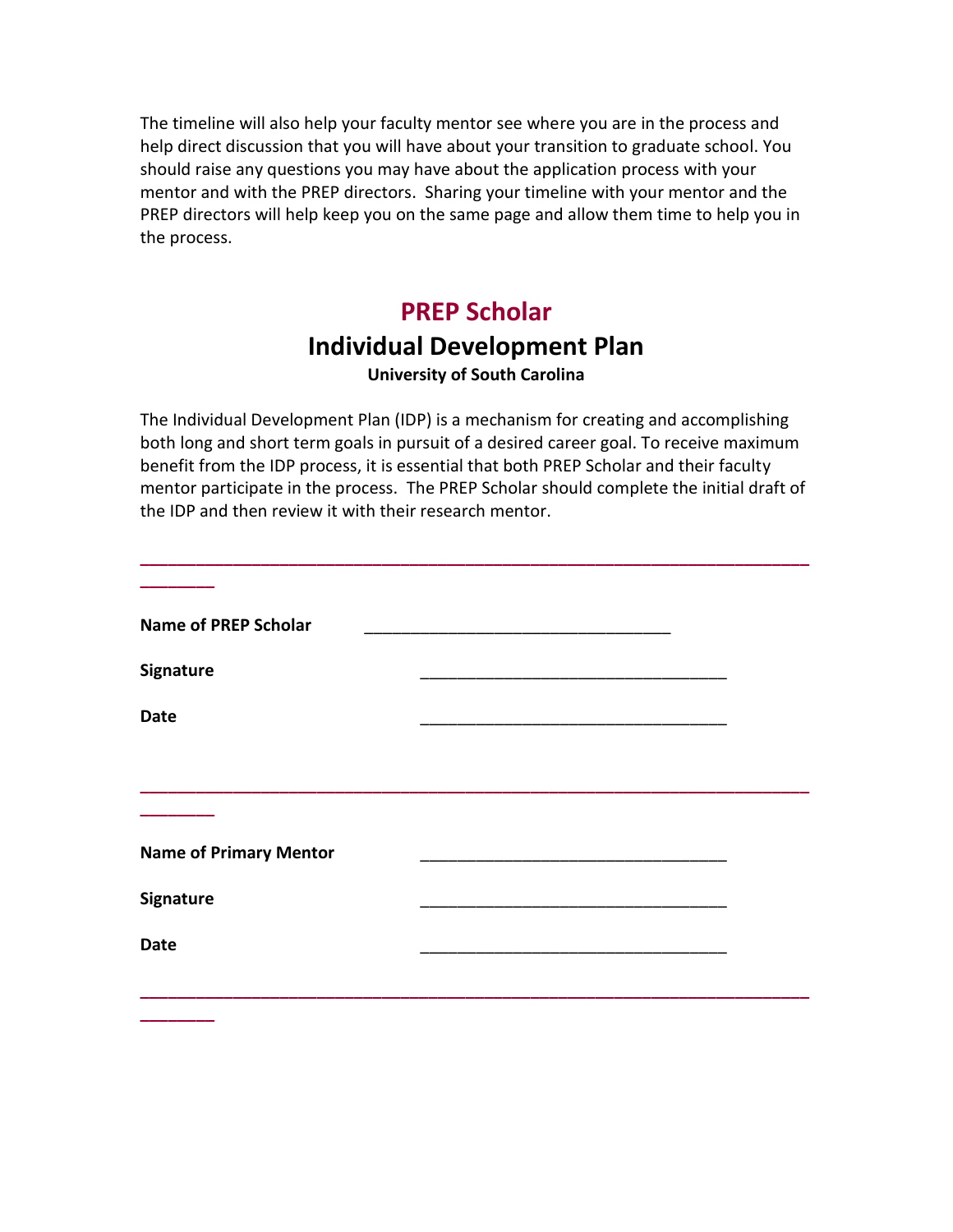The timeline will also help your faculty mentor see where you are in the process and help direct discussion that you will have about your transition to graduate school. You should raise any questions you may have about the application process with your mentor and with the PREP directors. Sharing your timeline with your mentor and the PREP directors will help keep you on the same page and allow them time to help you in the process.

## PREP Scholar

## Individual Development Plan

### University of South Carolina

The Individual Development Plan (IDP) is a mechanism for creating and accomplishing both long and short term goals in pursuit of a desired career goal. To receive maximum benefit from the IDP process, it is essential that both PREP Scholar and their faculty mentor participate in the process. The PREP Scholar should complete the initial draft of the IDP and then review it with their research mentor.

---

**Name of PREP Scholar** ________________________________

**Signature** ________________________________

**Date** ________________________________

---

**Name of Primary Mentor** ________________________________

**Signature** ________________________________

**Date** ________________________________

---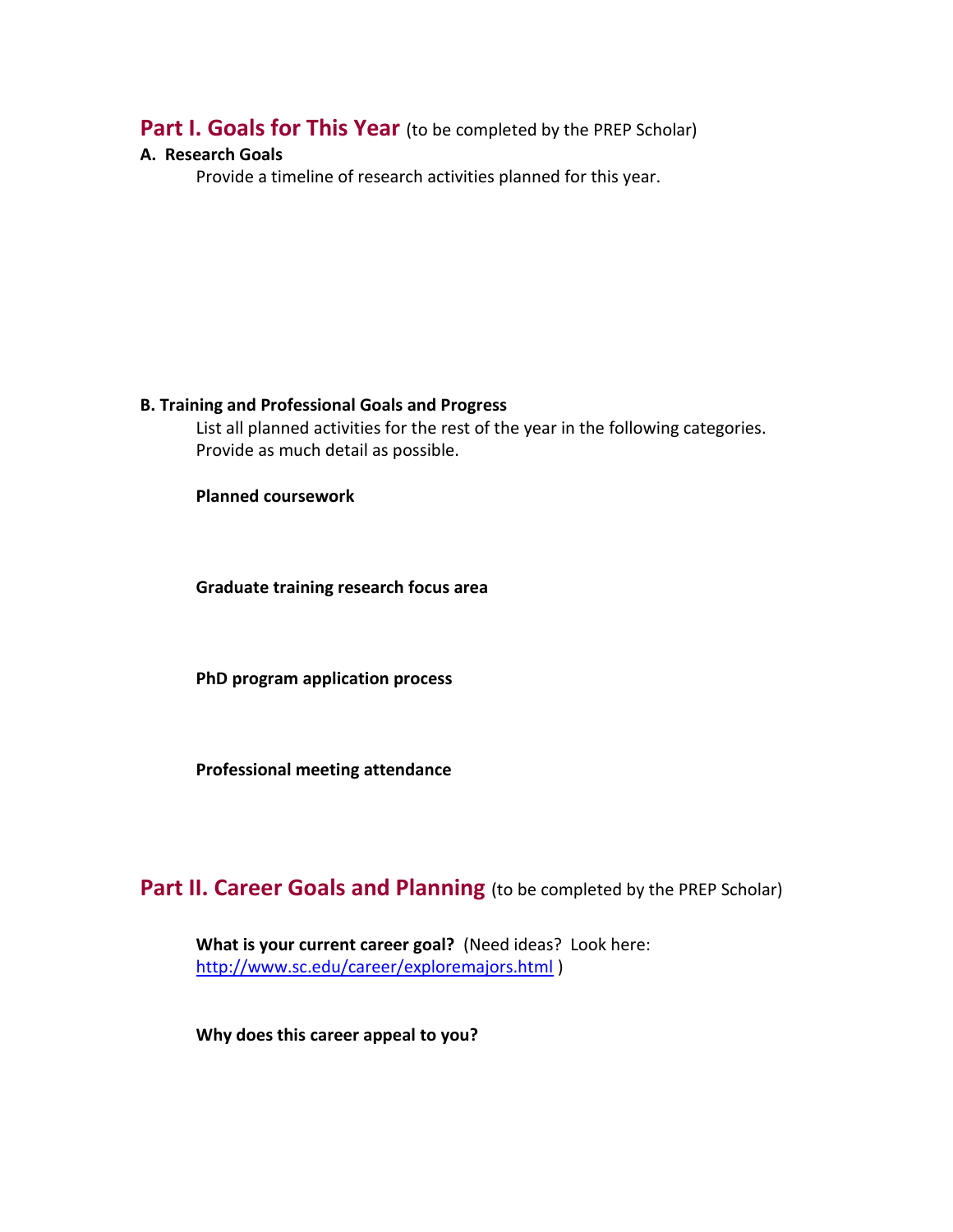## Part I. Goals for This Year (to be completed by the PREP Scholar)

**A. Research Goals**

Provide a timeline of research activities planned for this year.

**B. Training and Professional Goals and Progress**

List all planned activities for the rest of the year in the following categories. Provide as much detail as possible.

**Planned coursework**

**Graduate training research focus area**

**PhD program application process**

**Professional meeting attendance**

## Part II. Career Goals and Planning (to be completed by the PREP Scholar)

**What is your current career goal?** (Need ideas? Look here: http://www.sc.edu/career/exploremajors.html )

**Why does this career appeal to you?**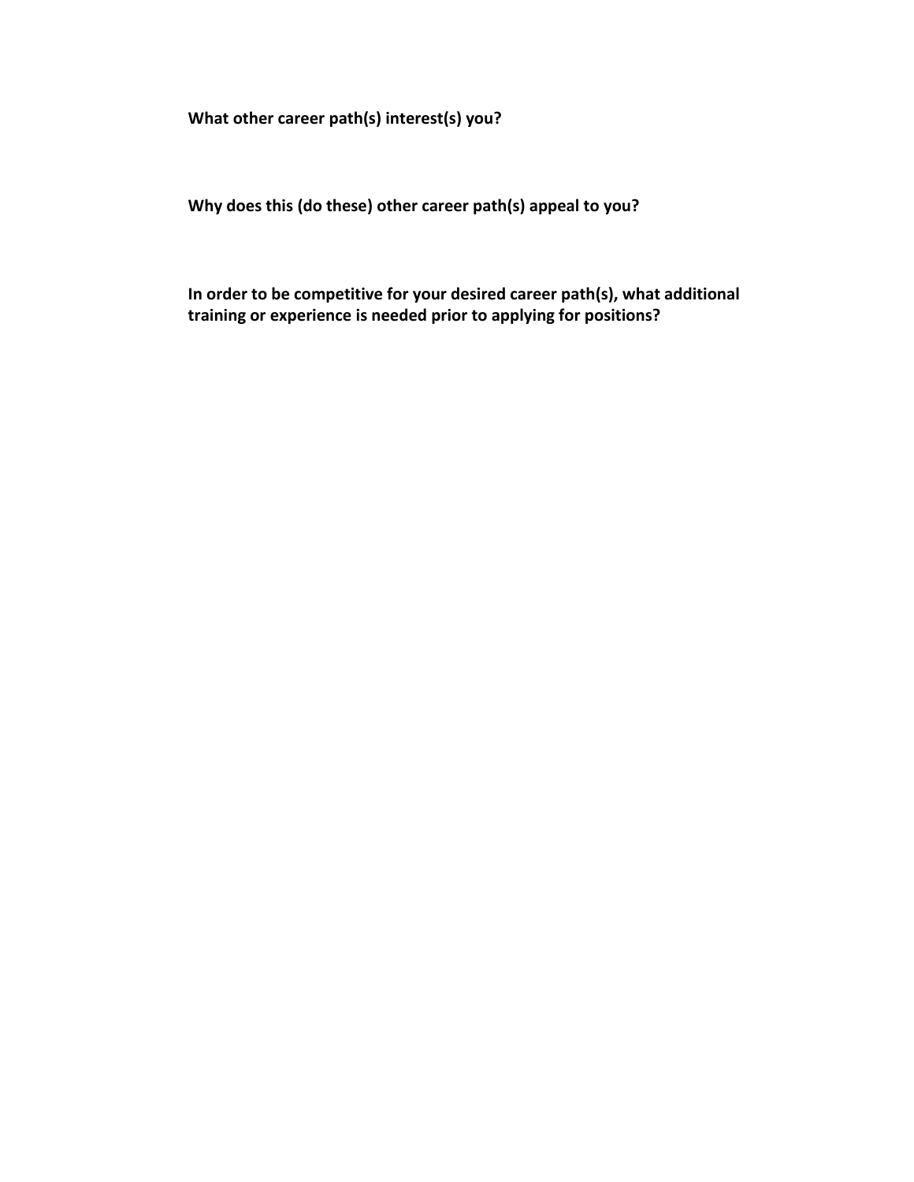**What other career path(s) interest(s) you?**

**Why does this (do these) other career path(s) appeal to you?**

**In order to be competitive for your desired career path(s), what additional training or experience is needed prior to applying for positions?**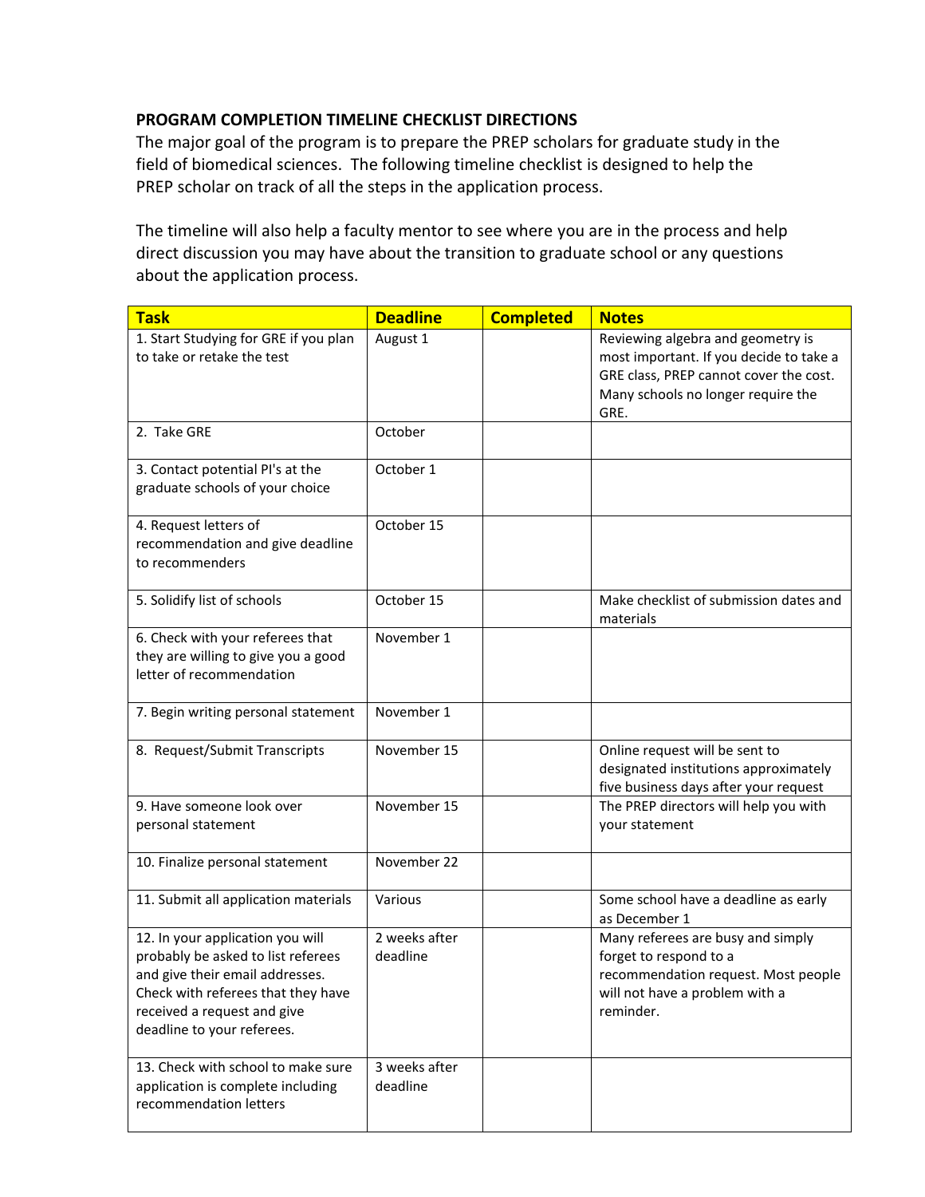**PROGRAM COMPLETION TIMELINE CHECKLIST DIRECTIONS**

The major goal of the program is to prepare the PREP scholars for graduate study in the field of biomedical sciences. The following timeline checklist is designed to help the PREP scholar on track of all the steps in the application process.

The timeline will also help a faculty mentor to see where you are in the process and help direct discussion you may have about the transition to graduate school or any questions about the application process.

| Task | Deadline | Completed | Notes |
|---|---|---|---|
| 1. Start Studying for GRE if you plan to take or retake the test | August 1 | | Reviewing algebra and geometry is most important. If you decide to take a GRE class, PREP cannot cover the cost. Many schools no longer require the GRE. |
| 2. Take GRE | October | | |
| 3. Contact potential PI's at the graduate schools of your choice | October 1 | | |
| 4. Request letters of recommendation and give deadline to recommenders | October 15 | | |
| 5. Solidify list of schools | October 15 | | Make checklist of submission dates and materials |
| 6. Check with your referees that they are willing to give you a good letter of recommendation | November 1 | | |
| 7. Begin writing personal statement | November 1 | | |
| 8. Request/Submit Transcripts | November 15 | | Online request will be sent to designated institutions approximately five business days after your request |
| 9. Have someone look over personal statement | November 15 | | The PREP directors will help you with your statement |
| 10. Finalize personal statement | November 22 | | |
| 11. Submit all application materials | Various | | Some school have a deadline as early as December 1 |
| 12. In your application you will probably be asked to list referees and give their email addresses. Check with referees that they have received a request and give deadline to your referees. | 2 weeks after deadline | | Many referees are busy and simply forget to respond to a recommendation request. Most people will not have a problem with a reminder. |
| 13. Check with school to make sure application is complete including recommendation letters | 3 weeks after deadline | | |